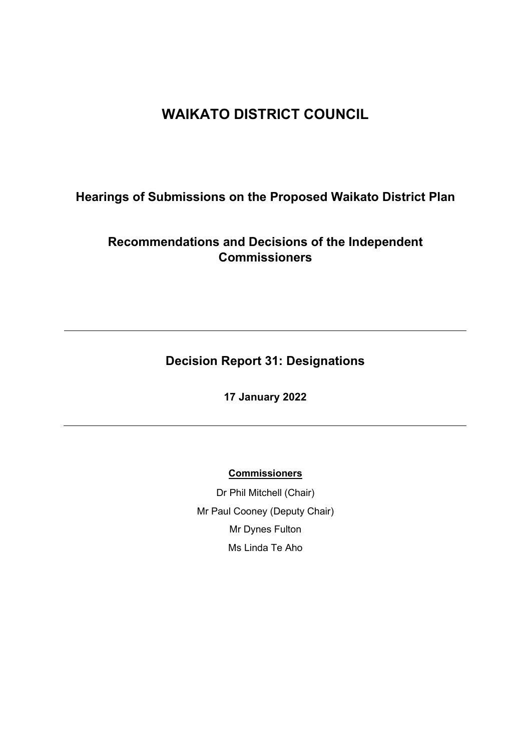# WAIKATO DISTRICT COUNCIL

## Hearings of Submissions on the Proposed Waikato District Plan

## Recommendations and Decisions of the Independent Commissioners

---

## Decision Report 31: Designations

**17 January 2022**

---

**Commissioners**

Dr Phil Mitchell (Chair)

Mr Paul Cooney (Deputy Chair)

Mr Dynes Fulton

Ms Linda Te Aho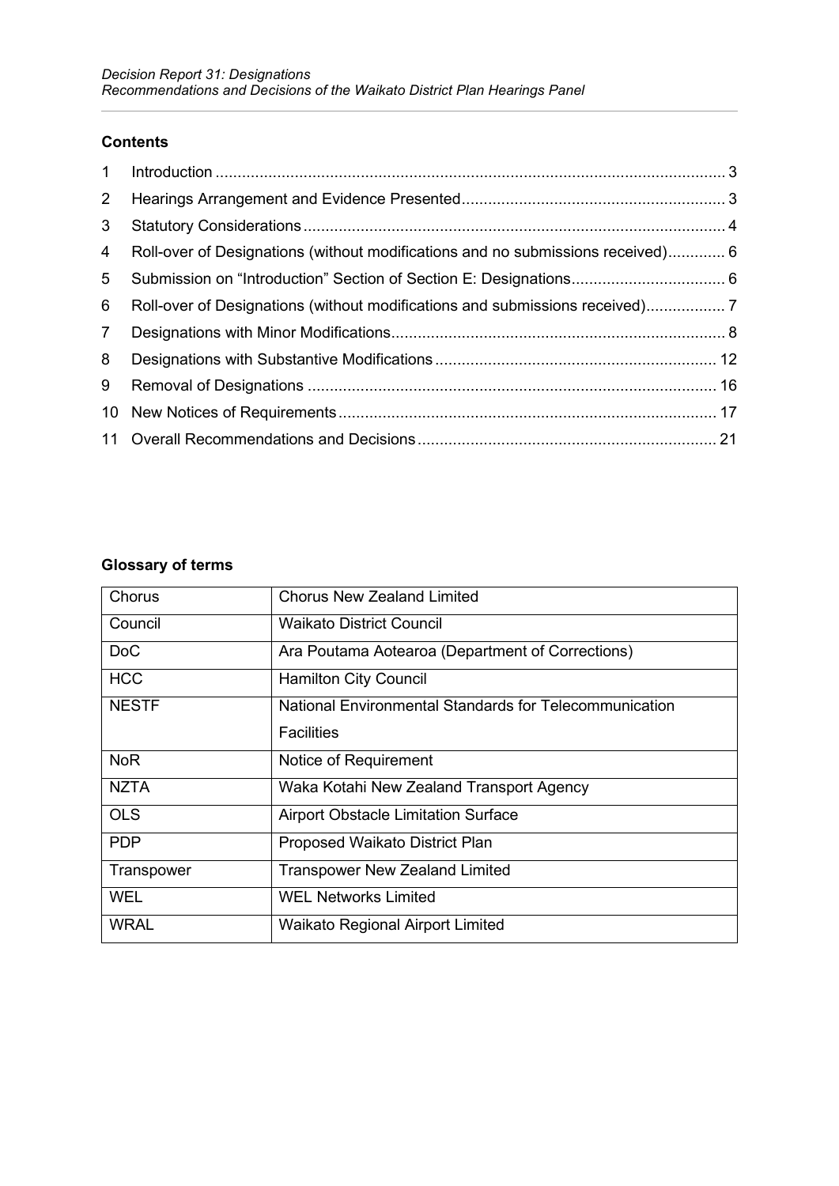## Contents

| | | |
|---|---|---|
| 1 | Introduction | 3 |
| 2 | Hearings Arrangement and Evidence Presented | 3 |
| 3 | Statutory Considerations | 4 |
| 4 | Roll-over of Designations (without modifications and no submissions received) | 6 |
| 5 | Submission on "Introduction" Section of Section E: Designations | 6 |
| 6 | Roll-over of Designations (without modifications and submissions received) | 7 |
| 7 | Designations with Minor Modifications | 8 |
| 8 | Designations with Substantive Modifications | 12 |
| 9 | Removal of Designations | 16 |
| 10 | New Notices of Requirements | 17 |
| 11 | Overall Recommendations and Decisions | 21 |

## Glossary of terms

| | |
|---|---|
| Chorus | Chorus New Zealand Limited |
| Council | Waikato District Council |
| DoC | Ara Poutama Aotearoa (Department of Corrections) |
| HCC | Hamilton City Council |
| NESTF | National Environmental Standards for Telecommunication Facilities |
| NoR | Notice of Requirement |
| NZTA | Waka Kotahi New Zealand Transport Agency |
| OLS | Airport Obstacle Limitation Surface |
| PDP | Proposed Waikato District Plan |
| Transpower | Transpower New Zealand Limited |
| WEL | WEL Networks Limited |
| WRAL | Waikato Regional Airport Limited |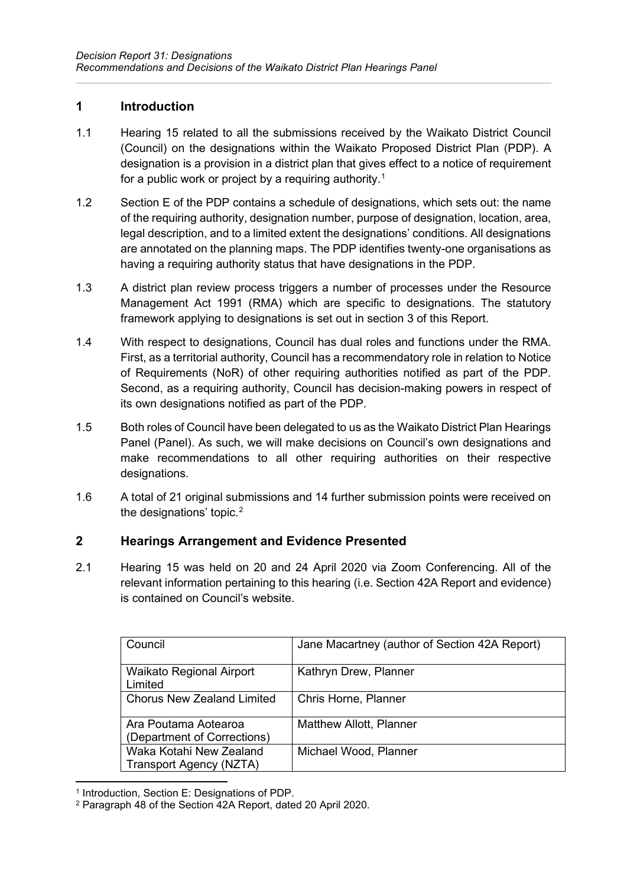## 1 Introduction

1.1 Hearing 15 related to all the submissions received by the Waikato District Council (Council) on the designations within the Waikato Proposed District Plan (PDP). A designation is a provision in a district plan that gives effect to a notice of requirement for a public work or project by a requiring authority.[1]

1.2 Section E of the PDP contains a schedule of designations, which sets out: the name of the requiring authority, designation number, purpose of designation, location, area, legal description, and to a limited extent the designations' conditions. All designations are annotated on the planning maps. The PDP identifies twenty-one organisations as having a requiring authority status that have designations in the PDP.

1.3 A district plan review process triggers a number of processes under the Resource Management Act 1991 (RMA) which are specific to designations. The statutory framework applying to designations is set out in section 3 of this Report.

1.4 With respect to designations, Council has dual roles and functions under the RMA. First, as a territorial authority, Council has a recommendatory role in relation to Notice of Requirements (NoR) of other requiring authorities notified as part of the PDP. Second, as a requiring authority, Council has decision-making powers in respect of its own designations notified as part of the PDP.

1.5 Both roles of Council have been delegated to us as the Waikato District Plan Hearings Panel (Panel). As such, we will make decisions on Council's own designations and make recommendations to all other requiring authorities on their respective designations.

1.6 A total of 21 original submissions and 14 further submission points were received on the designations' topic.[2]

## 2 Hearings Arrangement and Evidence Presented

2.1 Hearing 15 was held on 20 and 24 April 2020 via Zoom Conferencing. All of the relevant information pertaining to this hearing (i.e. Section 42A Report and evidence) is contained on Council's website.

| Council | Jane Macartney (author of Section 42A Report) |
|---|---|
| Waikato Regional Airport Limited | Kathryn Drew, Planner |
| Chorus New Zealand Limited | Chris Horne, Planner |
| Ara Poutama Aotearoa (Department of Corrections) | Matthew Allott, Planner |
| Waka Kotahi New Zealand Transport Agency (NZTA) | Michael Wood, Planner |

[1] Introduction, Section E: Designations of PDP.

[2] Paragraph 48 of the Section 42A Report, dated 20 April 2020.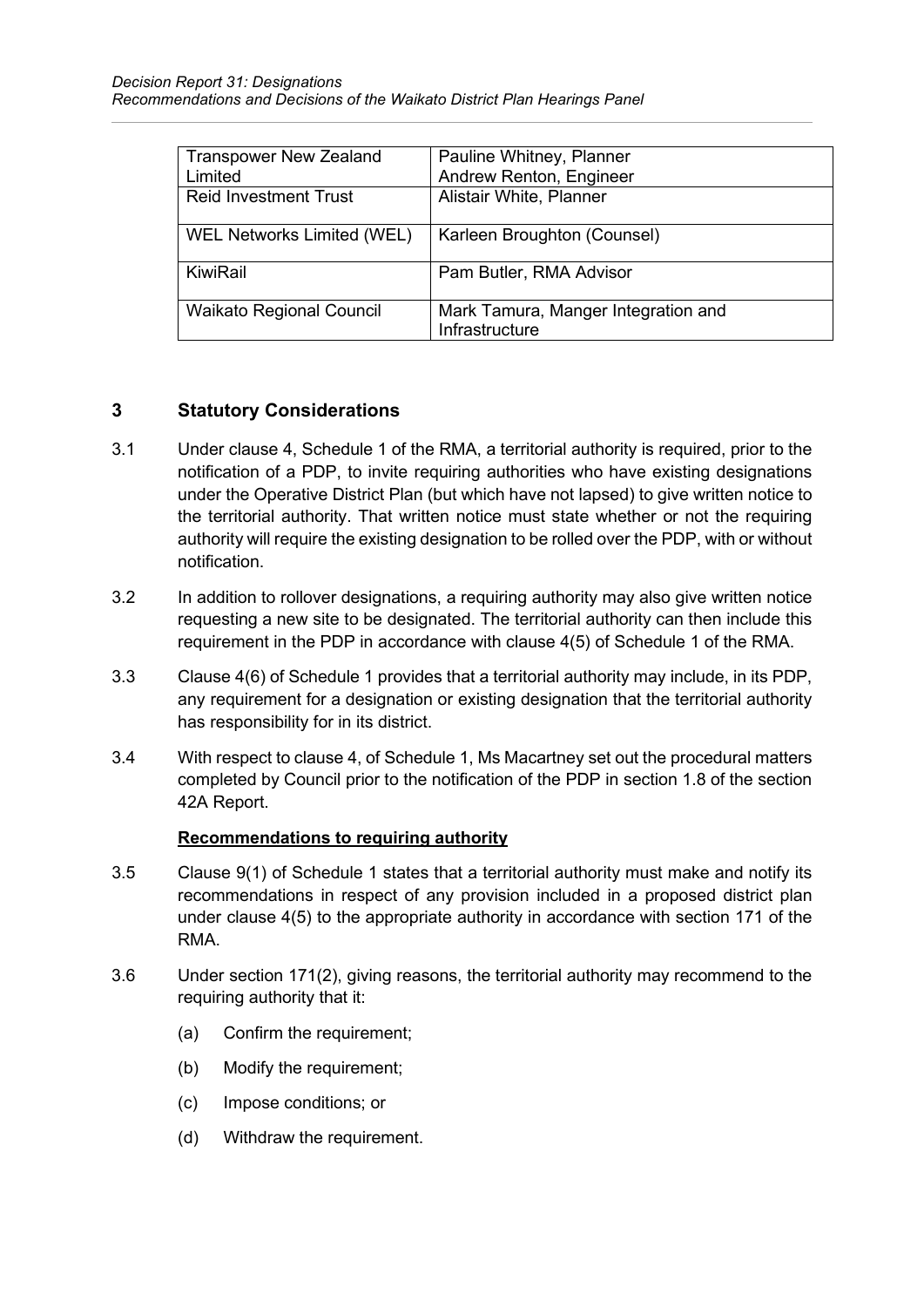| Transpower New Zealand Limited | Pauline Whitney, Planner<br>Andrew Renton, Engineer |
|---|---|
| Reid Investment Trust | Alistair White, Planner |
| WEL Networks Limited (WEL) | Karleen Broughton (Counsel) |
| KiwiRail | Pam Butler, RMA Advisor |
| Waikato Regional Council | Mark Tamura, Manger Integration and Infrastructure |

## 3 Statutory Considerations

3.1 Under clause 4, Schedule 1 of the RMA, a territorial authority is required, prior to the notification of a PDP, to invite requiring authorities who have existing designations under the Operative District Plan (but which have not lapsed) to give written notice to the territorial authority. That written notice must state whether or not the requiring authority will require the existing designation to be rolled over the PDP, with or without notification.

3.2 In addition to rollover designations, a requiring authority may also give written notice requesting a new site to be designated. The territorial authority can then include this requirement in the PDP in accordance with clause 4(5) of Schedule 1 of the RMA.

3.3 Clause 4(6) of Schedule 1 provides that a territorial authority may include, in its PDP, any requirement for a designation or existing designation that the territorial authority has responsibility for in its district.

3.4 With respect to clause 4, of Schedule 1, Ms Macartney set out the procedural matters completed by Council prior to the notification of the PDP in section 1.8 of the section 42A Report.

**Recommendations to requiring authority**

3.5 Clause 9(1) of Schedule 1 states that a territorial authority must make and notify its recommendations in respect of any provision included in a proposed district plan under clause 4(5) to the appropriate authority in accordance with section 171 of the RMA.

3.6 Under section 171(2), giving reasons, the territorial authority may recommend to the requiring authority that it:

(a) Confirm the requirement;

(b) Modify the requirement;

(c) Impose conditions; or

(d) Withdraw the requirement.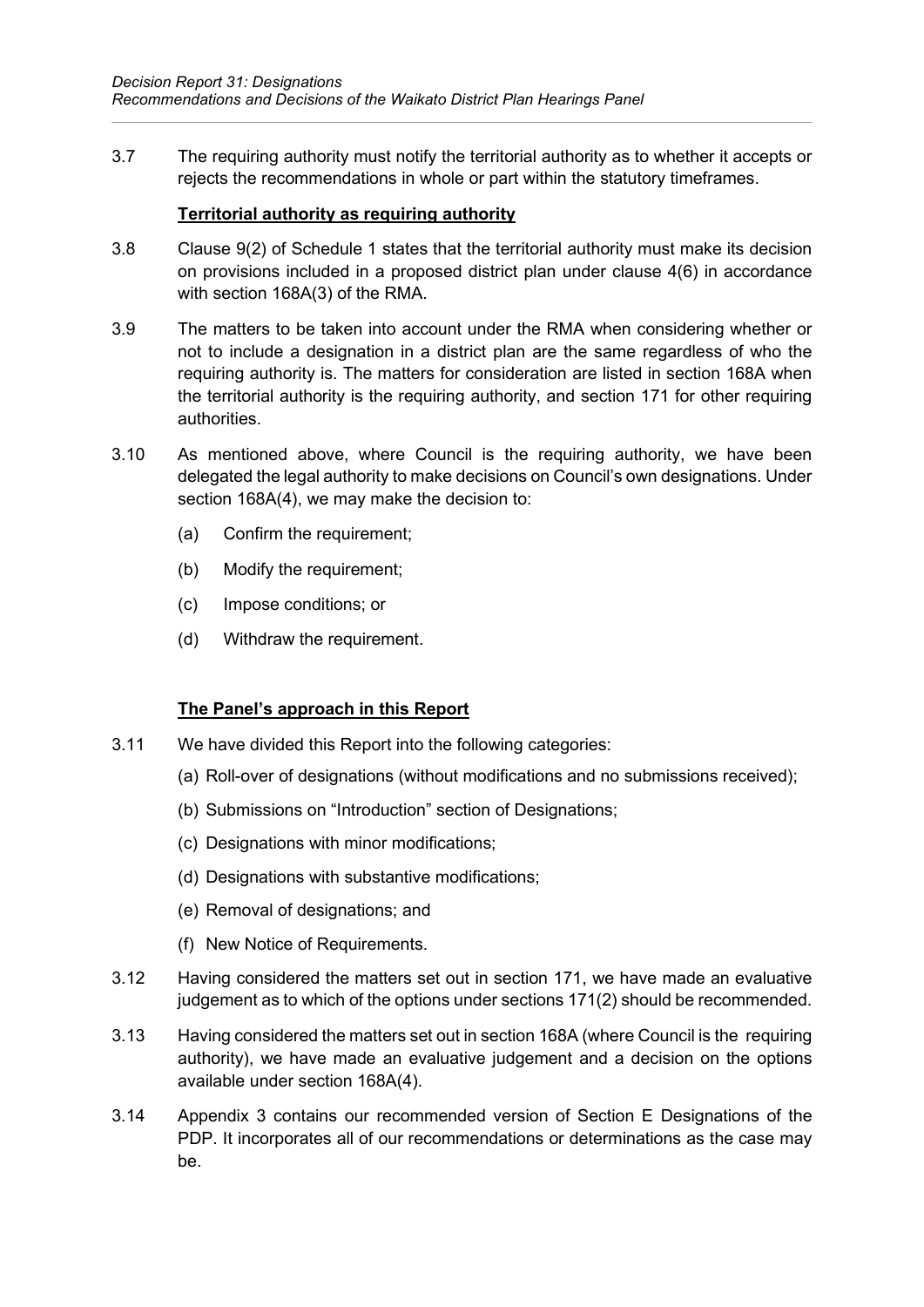3.7 The requiring authority must notify the territorial authority as to whether it accepts or rejects the recommendations in whole or part within the statutory timeframes.

### Territorial authority as requiring authority

3.8 Clause 9(2) of Schedule 1 states that the territorial authority must make its decision on provisions included in a proposed district plan under clause 4(6) in accordance with section 168A(3) of the RMA.

3.9 The matters to be taken into account under the RMA when considering whether or not to include a designation in a district plan are the same regardless of who the requiring authority is. The matters for consideration are listed in section 168A when the territorial authority is the requiring authority, and section 171 for other requiring authorities.

3.10 As mentioned above, where Council is the requiring authority, we have been delegated the legal authority to make decisions on Council's own designations. Under section 168A(4), we may make the decision to:

(a) Confirm the requirement;

(b) Modify the requirement;

(c) Impose conditions; or

(d) Withdraw the requirement.

### The Panel's approach in this Report

3.11 We have divided this Report into the following categories:

(a) Roll-over of designations (without modifications and no submissions received);

(b) Submissions on "Introduction" section of Designations;

(c) Designations with minor modifications;

(d) Designations with substantive modifications;

(e) Removal of designations; and

(f) New Notice of Requirements.

3.12 Having considered the matters set out in section 171, we have made an evaluative judgement as to which of the options under sections 171(2) should be recommended.

3.13 Having considered the matters set out in section 168A (where Council is the requiring authority), we have made an evaluative judgement and a decision on the options available under section 168A(4).

3.14 Appendix 3 contains our recommended version of Section E Designations of the PDP. It incorporates all of our recommendations or determinations as the case may be.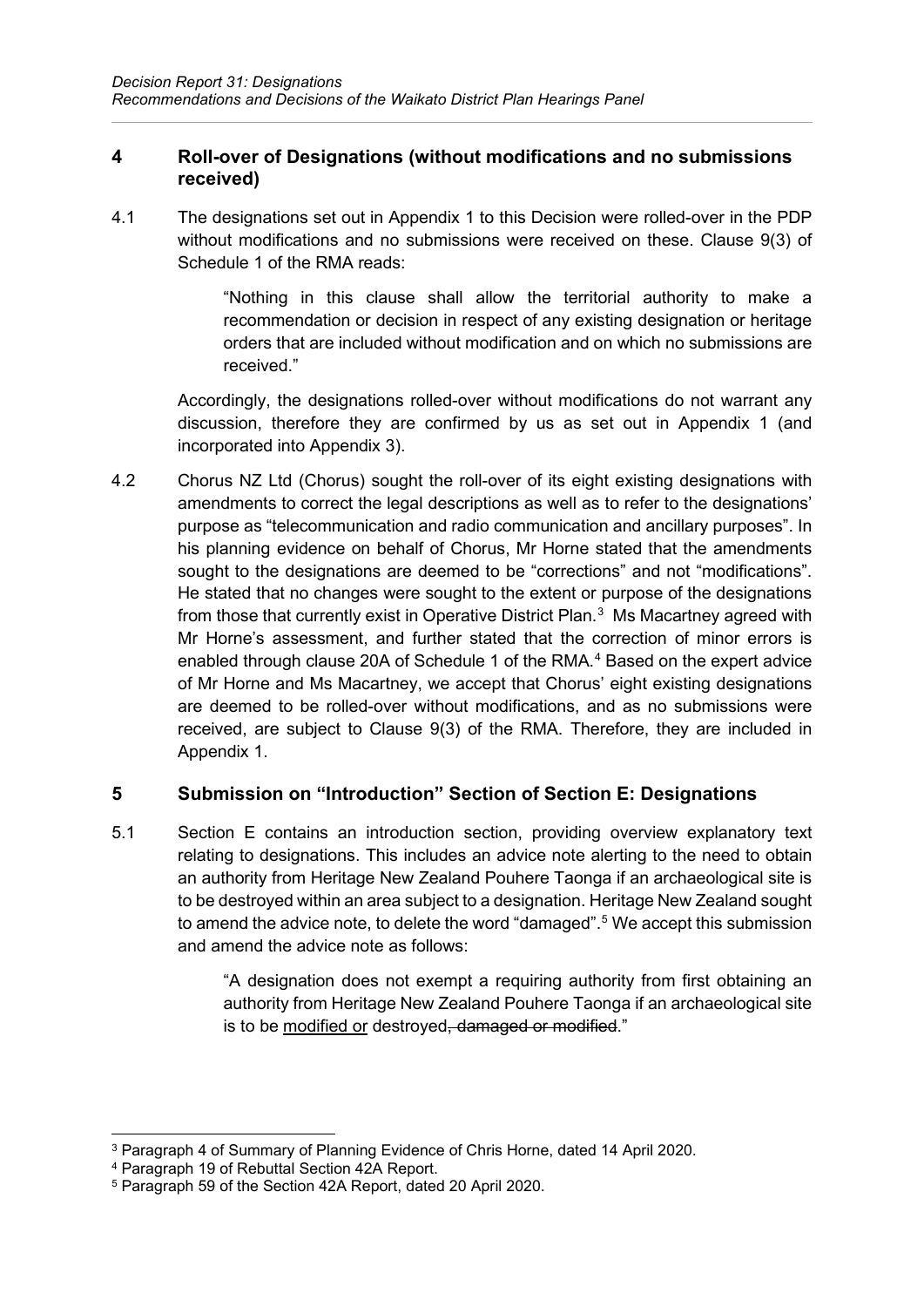## 4 Roll-over of Designations (without modifications and no submissions received)

4.1 The designations set out in Appendix 1 to this Decision were rolled-over in the PDP without modifications and no submissions were received on these. Clause 9(3) of Schedule 1 of the RMA reads:

> "Nothing in this clause shall allow the territorial authority to make a recommendation or decision in respect of any existing designation or heritage orders that are included without modification and on which no submissions are received."

Accordingly, the designations rolled-over without modifications do not warrant any discussion, therefore they are confirmed by us as set out in Appendix 1 (and incorporated into Appendix 3).

4.2 Chorus NZ Ltd (Chorus) sought the roll-over of its eight existing designations with amendments to correct the legal descriptions as well as to refer to the designations' purpose as "telecommunication and radio communication and ancillary purposes". In his planning evidence on behalf of Chorus, Mr Horne stated that the amendments sought to the designations are deemed to be "corrections" and not "modifications". He stated that no changes were sought to the extent or purpose of the designations from those that currently exist in Operative District Plan.[3] Ms Macartney agreed with Mr Horne's assessment, and further stated that the correction of minor errors is enabled through clause 20A of Schedule 1 of the RMA.[4] Based on the expert advice of Mr Horne and Ms Macartney, we accept that Chorus' eight existing designations are deemed to be rolled-over without modifications, and as no submissions were received, are subject to Clause 9(3) of the RMA. Therefore, they are included in Appendix 1.

## 5 Submission on "Introduction" Section of Section E: Designations

5.1 Section E contains an introduction section, providing overview explanatory text relating to designations. This includes an advice note alerting to the need to obtain an authority from Heritage New Zealand Pouhere Taonga if an archaeological site is to be destroyed within an area subject to a designation. Heritage New Zealand sought to amend the advice note, to delete the word "damaged".[5] We accept this submission and amend the advice note as follows:

> "A designation does not exempt a requiring authority from first obtaining an authority from Heritage New Zealand Pouhere Taonga if an archaeological site is to be <u>modified or</u> destroyed~~, damaged or modified~~."

---

[3] Paragraph 4 of Summary of Planning Evidence of Chris Horne, dated 14 April 2020.

[4] Paragraph 19 of Rebuttal Section 42A Report.

[5] Paragraph 59 of the Section 42A Report, dated 20 April 2020.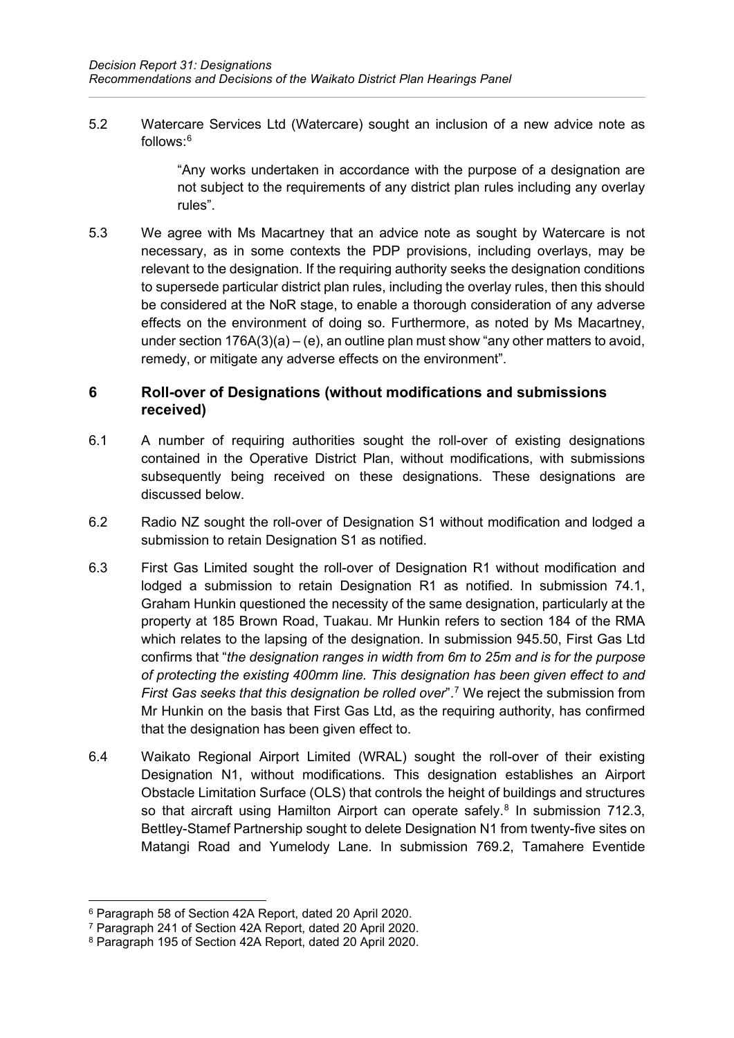5.2 Watercare Services Ltd (Watercare) sought an inclusion of a new advice note as follows:[6]

> "Any works undertaken in accordance with the purpose of a designation are not subject to the requirements of any district plan rules including any overlay rules".

5.3 We agree with Ms Macartney that an advice note as sought by Watercare is not necessary, as in some contexts the PDP provisions, including overlays, may be relevant to the designation. If the requiring authority seeks the designation conditions to supersede particular district plan rules, including the overlay rules, then this should be considered at the NoR stage, to enable a thorough consideration of any adverse effects on the environment of doing so. Furthermore, as noted by Ms Macartney, under section 176A(3)(a) – (e), an outline plan must show "any other matters to avoid, remedy, or mitigate any adverse effects on the environment".

## 6 Roll-over of Designations (without modifications and submissions received)

6.1 A number of requiring authorities sought the roll-over of existing designations contained in the Operative District Plan, without modifications, with submissions subsequently being received on these designations. These designations are discussed below.

6.2 Radio NZ sought the roll-over of Designation S1 without modification and lodged a submission to retain Designation S1 as notified.

6.3 First Gas Limited sought the roll-over of Designation R1 without modification and lodged a submission to retain Designation R1 as notified. In submission 74.1, Graham Hunkin questioned the necessity of the same designation, particularly at the property at 185 Brown Road, Tuakau. Mr Hunkin refers to section 184 of the RMA which relates to the lapsing of the designation. In submission 945.50, First Gas Ltd confirms that "*the designation ranges in width from 6m to 25m and is for the purpose of protecting the existing 400mm line. This designation has been given effect to and First Gas seeks that this designation be rolled over*".[7] We reject the submission from Mr Hunkin on the basis that First Gas Ltd, as the requiring authority, has confirmed that the designation has been given effect to.

6.4 Waikato Regional Airport Limited (WRAL) sought the roll-over of their existing Designation N1, without modifications. This designation establishes an Airport Obstacle Limitation Surface (OLS) that controls the height of buildings and structures so that aircraft using Hamilton Airport can operate safely.[8] In submission 712.3, Bettley-Stamef Partnership sought to delete Designation N1 from twenty-five sites on Matangi Road and Yumelody Lane. In submission 769.2, Tamahere Eventide

---

[6] Paragraph 58 of Section 42A Report, dated 20 April 2020.

[7] Paragraph 241 of Section 42A Report, dated 20 April 2020.

[8] Paragraph 195 of Section 42A Report, dated 20 April 2020.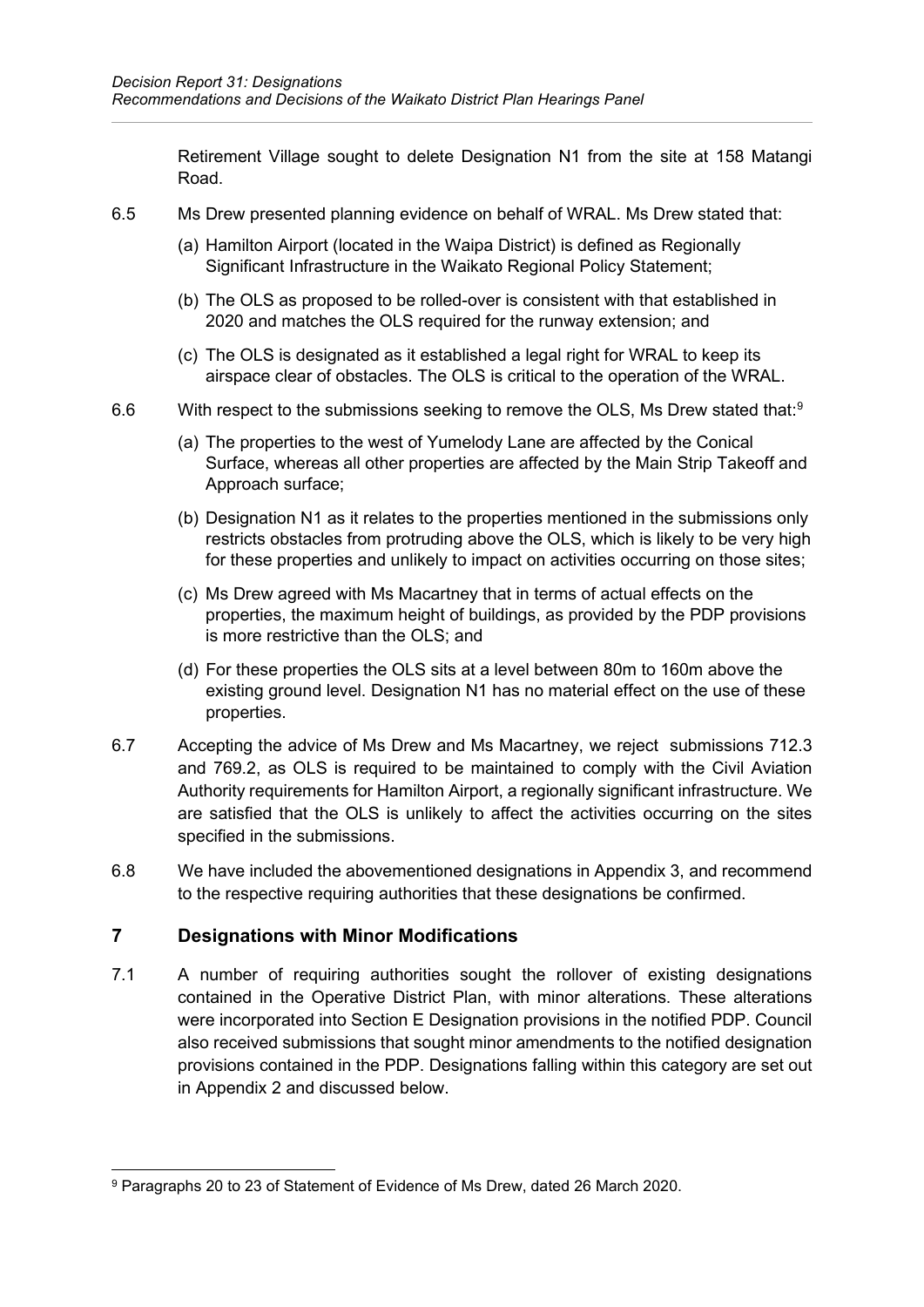Retirement Village sought to delete Designation N1 from the site at 158 Matangi Road.

6.5 Ms Drew presented planning evidence on behalf of WRAL. Ms Drew stated that:

(a) Hamilton Airport (located in the Waipa District) is defined as Regionally Significant Infrastructure in the Waikato Regional Policy Statement;

(b) The OLS as proposed to be rolled-over is consistent with that established in 2020 and matches the OLS required for the runway extension; and

(c) The OLS is designated as it established a legal right for WRAL to keep its airspace clear of obstacles. The OLS is critical to the operation of the WRAL.

6.6 With respect to the submissions seeking to remove the OLS, Ms Drew stated that:[9]

(a) The properties to the west of Yumelody Lane are affected by the Conical Surface, whereas all other properties are affected by the Main Strip Takeoff and Approach surface;

(b) Designation N1 as it relates to the properties mentioned in the submissions only restricts obstacles from protruding above the OLS, which is likely to be very high for these properties and unlikely to impact on activities occurring on those sites;

(c) Ms Drew agreed with Ms Macartney that in terms of actual effects on the properties, the maximum height of buildings, as provided by the PDP provisions is more restrictive than the OLS; and

(d) For these properties the OLS sits at a level between 80m to 160m above the existing ground level. Designation N1 has no material effect on the use of these properties.

6.7 Accepting the advice of Ms Drew and Ms Macartney, we reject submissions 712.3 and 769.2, as OLS is required to be maintained to comply with the Civil Aviation Authority requirements for Hamilton Airport, a regionally significant infrastructure. We are satisfied that the OLS is unlikely to affect the activities occurring on the sites specified in the submissions.

6.8 We have included the abovementioned designations in Appendix 3, and recommend to the respective requiring authorities that these designations be confirmed.

## 7 Designations with Minor Modifications

7.1 A number of requiring authorities sought the rollover of existing designations contained in the Operative District Plan, with minor alterations. These alterations were incorporated into Section E Designation provisions in the notified PDP. Council also received submissions that sought minor amendments to the notified designation provisions contained in the PDP. Designations falling within this category are set out in Appendix 2 and discussed below.

---

[9] Paragraphs 20 to 23 of Statement of Evidence of Ms Drew, dated 26 March 2020.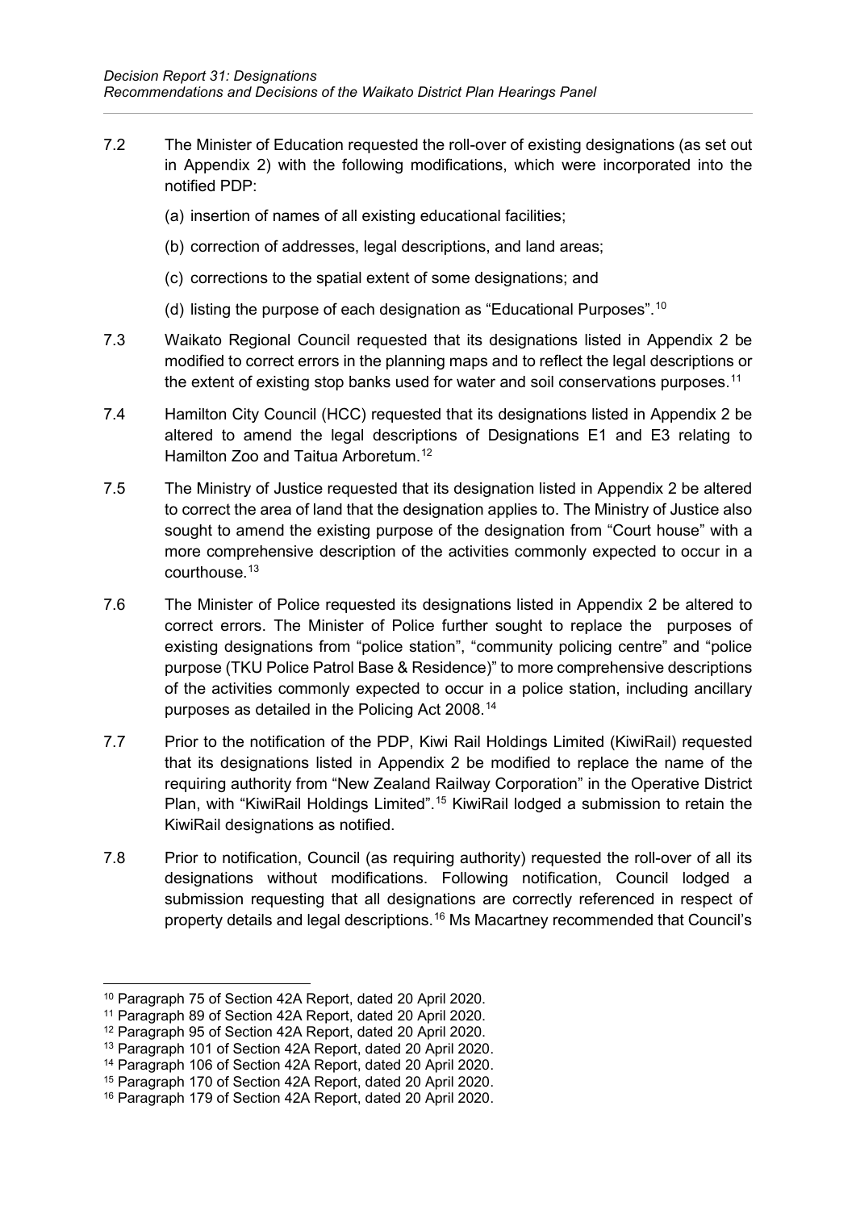7.2 The Minister of Education requested the roll-over of existing designations (as set out in Appendix 2) with the following modifications, which were incorporated into the notified PDP:

(a) insertion of names of all existing educational facilities;

(b) correction of addresses, legal descriptions, and land areas;

(c) corrections to the spatial extent of some designations; and

(d) listing the purpose of each designation as "Educational Purposes".[10]

7.3 Waikato Regional Council requested that its designations listed in Appendix 2 be modified to correct errors in the planning maps and to reflect the legal descriptions or the extent of existing stop banks used for water and soil conservations purposes.[11]

7.4 Hamilton City Council (HCC) requested that its designations listed in Appendix 2 be altered to amend the legal descriptions of Designations E1 and E3 relating to Hamilton Zoo and Taitua Arboretum.[12]

7.5 The Ministry of Justice requested that its designation listed in Appendix 2 be altered to correct the area of land that the designation applies to. The Ministry of Justice also sought to amend the existing purpose of the designation from "Court house" with a more comprehensive description of the activities commonly expected to occur in a courthouse.[13]

7.6 The Minister of Police requested its designations listed in Appendix 2 be altered to correct errors. The Minister of Police further sought to replace the purposes of existing designations from "police station", "community policing centre" and "police purpose (TKU Police Patrol Base & Residence)" to more comprehensive descriptions of the activities commonly expected to occur in a police station, including ancillary purposes as detailed in the Policing Act 2008.[14]

7.7 Prior to the notification of the PDP, Kiwi Rail Holdings Limited (KiwiRail) requested that its designations listed in Appendix 2 be modified to replace the name of the requiring authority from "New Zealand Railway Corporation" in the Operative District Plan, with "KiwiRail Holdings Limited".[15] KiwiRail lodged a submission to retain the KiwiRail designations as notified.

7.8 Prior to notification, Council (as requiring authority) requested the roll-over of all its designations without modifications. Following notification, Council lodged a submission requesting that all designations are correctly referenced in respect of property details and legal descriptions.[16] Ms Macartney recommended that Council's

---

[10] Paragraph 75 of Section 42A Report, dated 20 April 2020.

[11] Paragraph 89 of Section 42A Report, dated 20 April 2020.

[12] Paragraph 95 of Section 42A Report, dated 20 April 2020.

[13] Paragraph 101 of Section 42A Report, dated 20 April 2020.

[14] Paragraph 106 of Section 42A Report, dated 20 April 2020.

[15] Paragraph 170 of Section 42A Report, dated 20 April 2020.

[16] Paragraph 179 of Section 42A Report, dated 20 April 2020.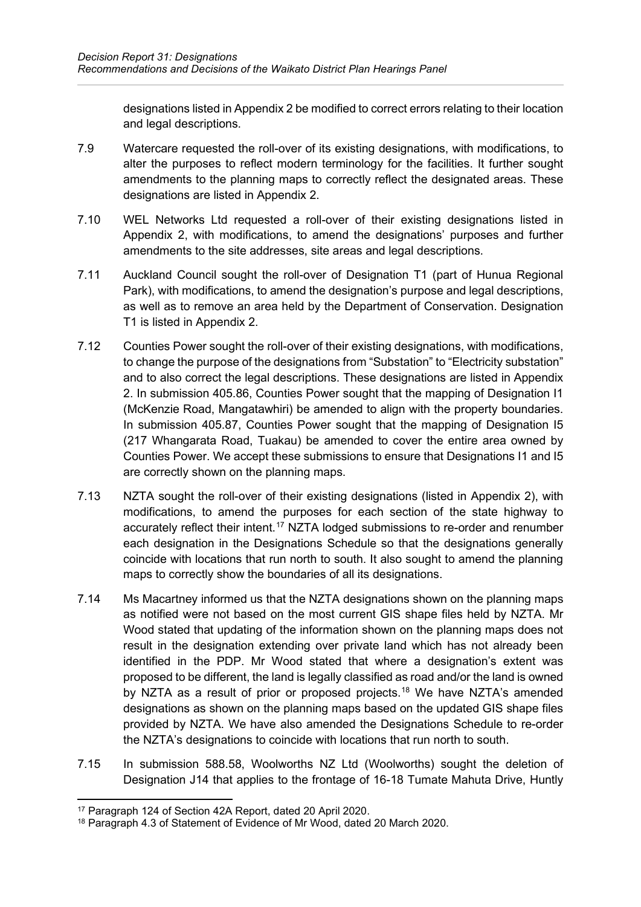designations listed in Appendix 2 be modified to correct errors relating to their location and legal descriptions.

7.9 Watercare requested the roll-over of its existing designations, with modifications, to alter the purposes to reflect modern terminology for the facilities. It further sought amendments to the planning maps to correctly reflect the designated areas. These designations are listed in Appendix 2.

7.10 WEL Networks Ltd requested a roll-over of their existing designations listed in Appendix 2, with modifications, to amend the designations' purposes and further amendments to the site addresses, site areas and legal descriptions.

7.11 Auckland Council sought the roll-over of Designation T1 (part of Hunua Regional Park), with modifications, to amend the designation's purpose and legal descriptions, as well as to remove an area held by the Department of Conservation. Designation T1 is listed in Appendix 2.

7.12 Counties Power sought the roll-over of their existing designations, with modifications, to change the purpose of the designations from "Substation" to "Electricity substation" and to also correct the legal descriptions. These designations are listed in Appendix 2. In submission 405.86, Counties Power sought that the mapping of Designation I1 (McKenzie Road, Mangatawhiri) be amended to align with the property boundaries. In submission 405.87, Counties Power sought that the mapping of Designation I5 (217 Whangarata Road, Tuakau) be amended to cover the entire area owned by Counties Power. We accept these submissions to ensure that Designations I1 and I5 are correctly shown on the planning maps.

7.13 NZTA sought the roll-over of their existing designations (listed in Appendix 2), with modifications, to amend the purposes for each section of the state highway to accurately reflect their intent.[17] NZTA lodged submissions to re-order and renumber each designation in the Designations Schedule so that the designations generally coincide with locations that run north to south. It also sought to amend the planning maps to correctly show the boundaries of all its designations.

7.14 Ms Macartney informed us that the NZTA designations shown on the planning maps as notified were not based on the most current GIS shape files held by NZTA. Mr Wood stated that updating of the information shown on the planning maps does not result in the designation extending over private land which has not already been identified in the PDP. Mr Wood stated that where a designation's extent was proposed to be different, the land is legally classified as road and/or the land is owned by NZTA as a result of prior or proposed projects.[18] We have NZTA's amended designations as shown on the planning maps based on the updated GIS shape files provided by NZTA. We have also amended the Designations Schedule to re-order the NZTA's designations to coincide with locations that run north to south.

7.15 In submission 588.58, Woolworths NZ Ltd (Woolworths) sought the deletion of Designation J14 that applies to the frontage of 16-18 Tumate Mahuta Drive, Huntly

---

[17] Paragraph 124 of Section 42A Report, dated 20 April 2020.

[18] Paragraph 4.3 of Statement of Evidence of Mr Wood, dated 20 March 2020.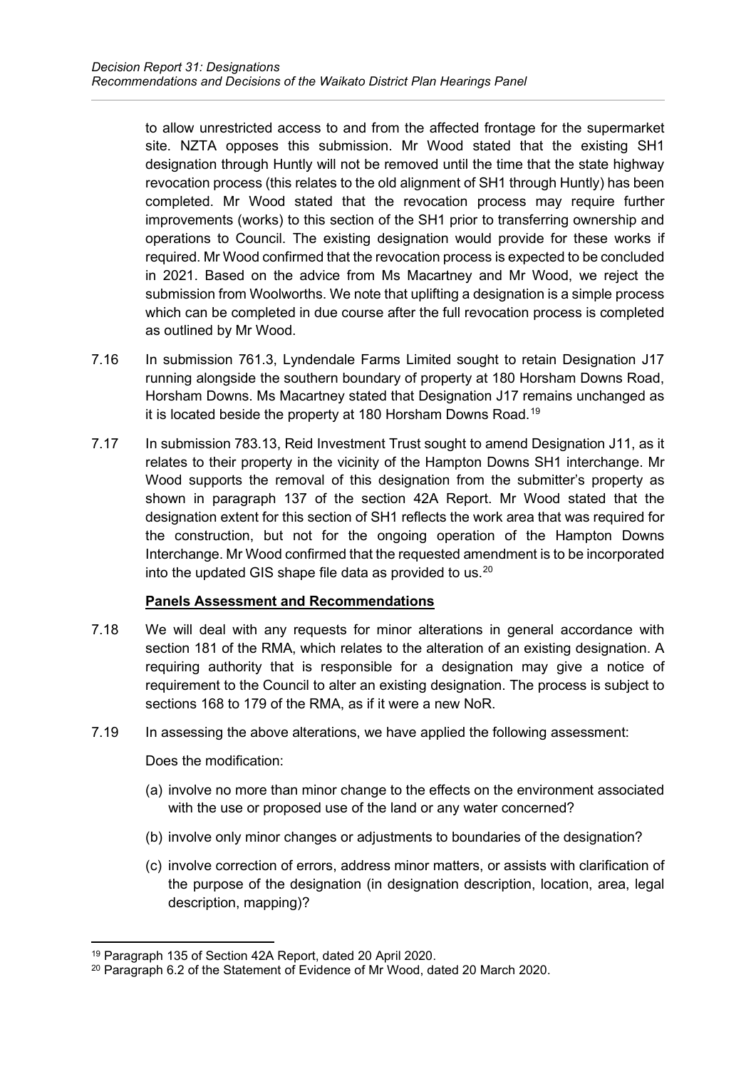to allow unrestricted access to and from the affected frontage for the supermarket site. NZTA opposes this submission. Mr Wood stated that the existing SH1 designation through Huntly will not be removed until the time that the state highway revocation process (this relates to the old alignment of SH1 through Huntly) has been completed. Mr Wood stated that the revocation process may require further improvements (works) to this section of the SH1 prior to transferring ownership and operations to Council. The existing designation would provide for these works if required. Mr Wood confirmed that the revocation process is expected to be concluded in 2021. Based on the advice from Ms Macartney and Mr Wood, we reject the submission from Woolworths. We note that uplifting a designation is a simple process which can be completed in due course after the full revocation process is completed as outlined by Mr Wood.

7.16 In submission 761.3, Lyndendale Farms Limited sought to retain Designation J17 running alongside the southern boundary of property at 180 Horsham Downs Road, Horsham Downs. Ms Macartney stated that Designation J17 remains unchanged as it is located beside the property at 180 Horsham Downs Road.[19]

7.17 In submission 783.13, Reid Investment Trust sought to amend Designation J11, as it relates to their property in the vicinity of the Hampton Downs SH1 interchange. Mr Wood supports the removal of this designation from the submitter's property as shown in paragraph 137 of the section 42A Report. Mr Wood stated that the designation extent for this section of SH1 reflects the work area that was required for the construction, but not for the ongoing operation of the Hampton Downs Interchange. Mr Wood confirmed that the requested amendment is to be incorporated into the updated GIS shape file data as provided to us.[20]

**Panels Assessment and Recommendations**

7.18 We will deal with any requests for minor alterations in general accordance with section 181 of the RMA, which relates to the alteration of an existing designation. A requiring authority that is responsible for a designation may give a notice of requirement to the Council to alter an existing designation. The process is subject to sections 168 to 179 of the RMA, as if it were a new NoR.

7.19 In assessing the above alterations, we have applied the following assessment:

Does the modification:

(a) involve no more than minor change to the effects on the environment associated with the use or proposed use of the land or any water concerned?

(b) involve only minor changes or adjustments to boundaries of the designation?

(c) involve correction of errors, address minor matters, or assists with clarification of the purpose of the designation (in designation description, location, area, legal description, mapping)?

---

[19] Paragraph 135 of Section 42A Report, dated 20 April 2020.

[20] Paragraph 6.2 of the Statement of Evidence of Mr Wood, dated 20 March 2020.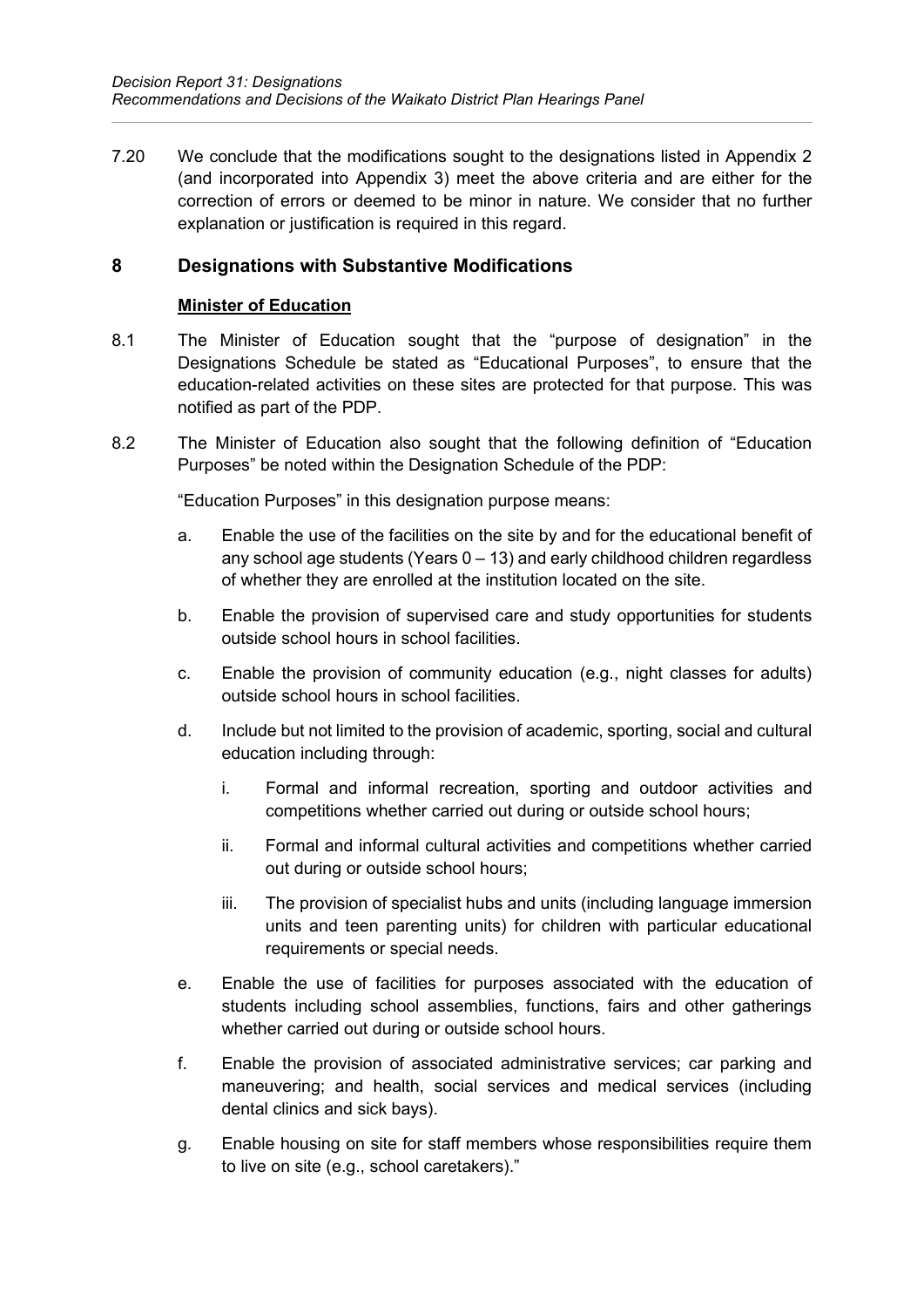7.20 We conclude that the modifications sought to the designations listed in Appendix 2 (and incorporated into Appendix 3) meet the above criteria and are either for the correction of errors or deemed to be minor in nature. We consider that no further explanation or justification is required in this regard.

## 8 Designations with Substantive Modifications

### Minister of Education

8.1 The Minister of Education sought that the "purpose of designation" in the Designations Schedule be stated as "Educational Purposes", to ensure that the education-related activities on these sites are protected for that purpose. This was notified as part of the PDP.

8.2 The Minister of Education also sought that the following definition of "Education Purposes" be noted within the Designation Schedule of the PDP:

"Education Purposes" in this designation purpose means:

a. Enable the use of the facilities on the site by and for the educational benefit of any school age students (Years 0 – 13) and early childhood children regardless of whether they are enrolled at the institution located on the site.

b. Enable the provision of supervised care and study opportunities for students outside school hours in school facilities.

c. Enable the provision of community education (e.g., night classes for adults) outside school hours in school facilities.

d. Include but not limited to the provision of academic, sporting, social and cultural education including through:

   i. Formal and informal recreation, sporting and outdoor activities and competitions whether carried out during or outside school hours;

   ii. Formal and informal cultural activities and competitions whether carried out during or outside school hours;

   iii. The provision of specialist hubs and units (including language immersion units and teen parenting units) for children with particular educational requirements or special needs.

e. Enable the use of facilities for purposes associated with the education of students including school assemblies, functions, fairs and other gatherings whether carried out during or outside school hours.

f. Enable the provision of associated administrative services; car parking and maneuvering; and health, social services and medical services (including dental clinics and sick bays).

g. Enable housing on site for staff members whose responsibilities require them to live on site (e.g., school caretakers)."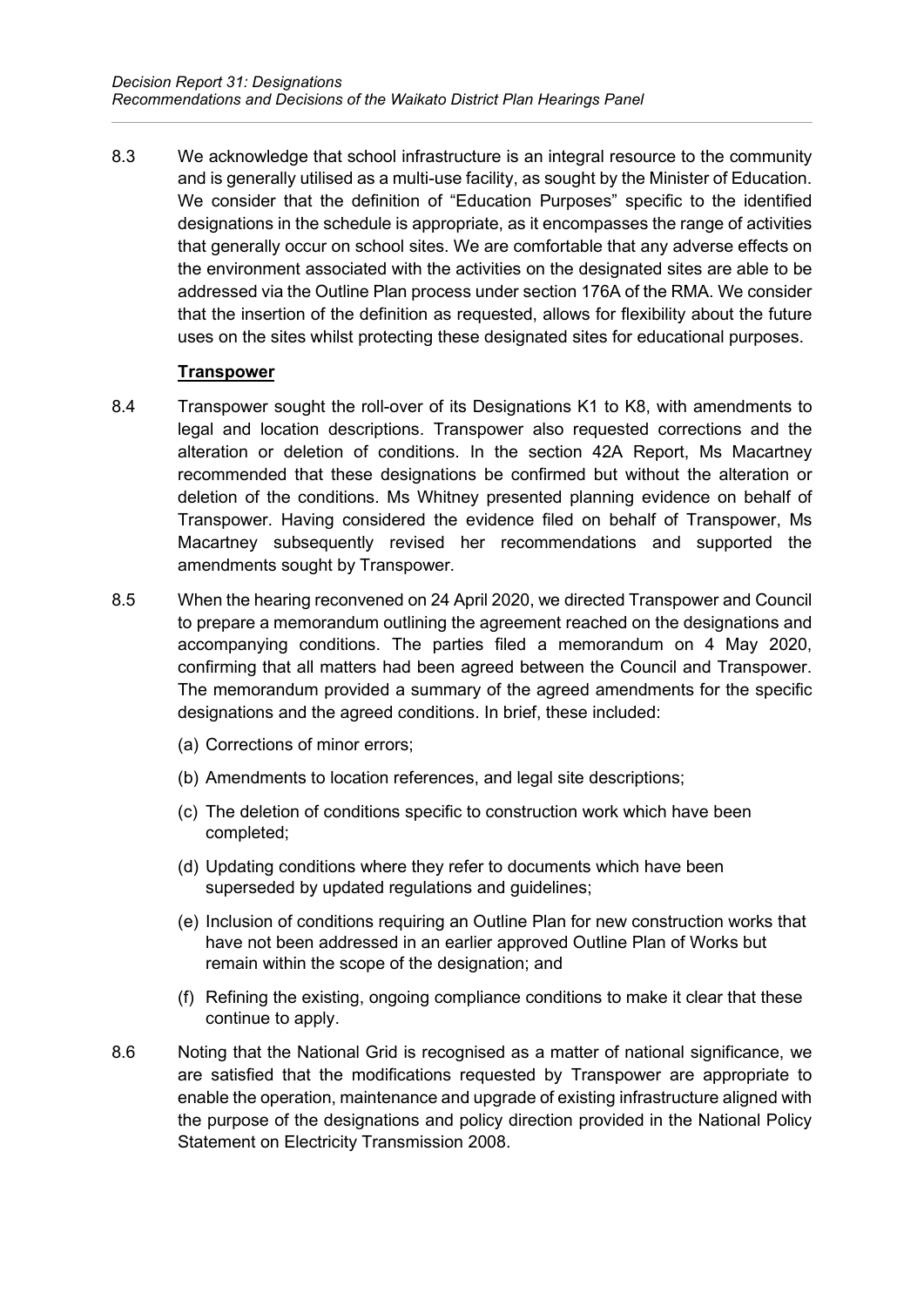8.3 We acknowledge that school infrastructure is an integral resource to the community and is generally utilised as a multi-use facility, as sought by the Minister of Education. We consider that the definition of "Education Purposes" specific to the identified designations in the schedule is appropriate, as it encompasses the range of activities that generally occur on school sites. We are comfortable that any adverse effects on the environment associated with the activities on the designated sites are able to be addressed via the Outline Plan process under section 176A of the RMA. We consider that the insertion of the definition as requested, allows for flexibility about the future uses on the sites whilst protecting these designated sites for educational purposes.

**Transpower**

8.4 Transpower sought the roll-over of its Designations K1 to K8, with amendments to legal and location descriptions. Transpower also requested corrections and the alteration or deletion of conditions. In the section 42A Report, Ms Macartney recommended that these designations be confirmed but without the alteration or deletion of the conditions. Ms Whitney presented planning evidence on behalf of Transpower. Having considered the evidence filed on behalf of Transpower, Ms Macartney subsequently revised her recommendations and supported the amendments sought by Transpower.

8.5 When the hearing reconvened on 24 April 2020, we directed Transpower and Council to prepare a memorandum outlining the agreement reached on the designations and accompanying conditions. The parties filed a memorandum on 4 May 2020, confirming that all matters had been agreed between the Council and Transpower. The memorandum provided a summary of the agreed amendments for the specific designations and the agreed conditions. In brief, these included:

(a) Corrections of minor errors;

(b) Amendments to location references, and legal site descriptions;

(c) The deletion of conditions specific to construction work which have been completed;

(d) Updating conditions where they refer to documents which have been superseded by updated regulations and guidelines;

(e) Inclusion of conditions requiring an Outline Plan for new construction works that have not been addressed in an earlier approved Outline Plan of Works but remain within the scope of the designation; and

(f) Refining the existing, ongoing compliance conditions to make it clear that these continue to apply.

8.6 Noting that the National Grid is recognised as a matter of national significance, we are satisfied that the modifications requested by Transpower are appropriate to enable the operation, maintenance and upgrade of existing infrastructure aligned with the purpose of the designations and policy direction provided in the National Policy Statement on Electricity Transmission 2008.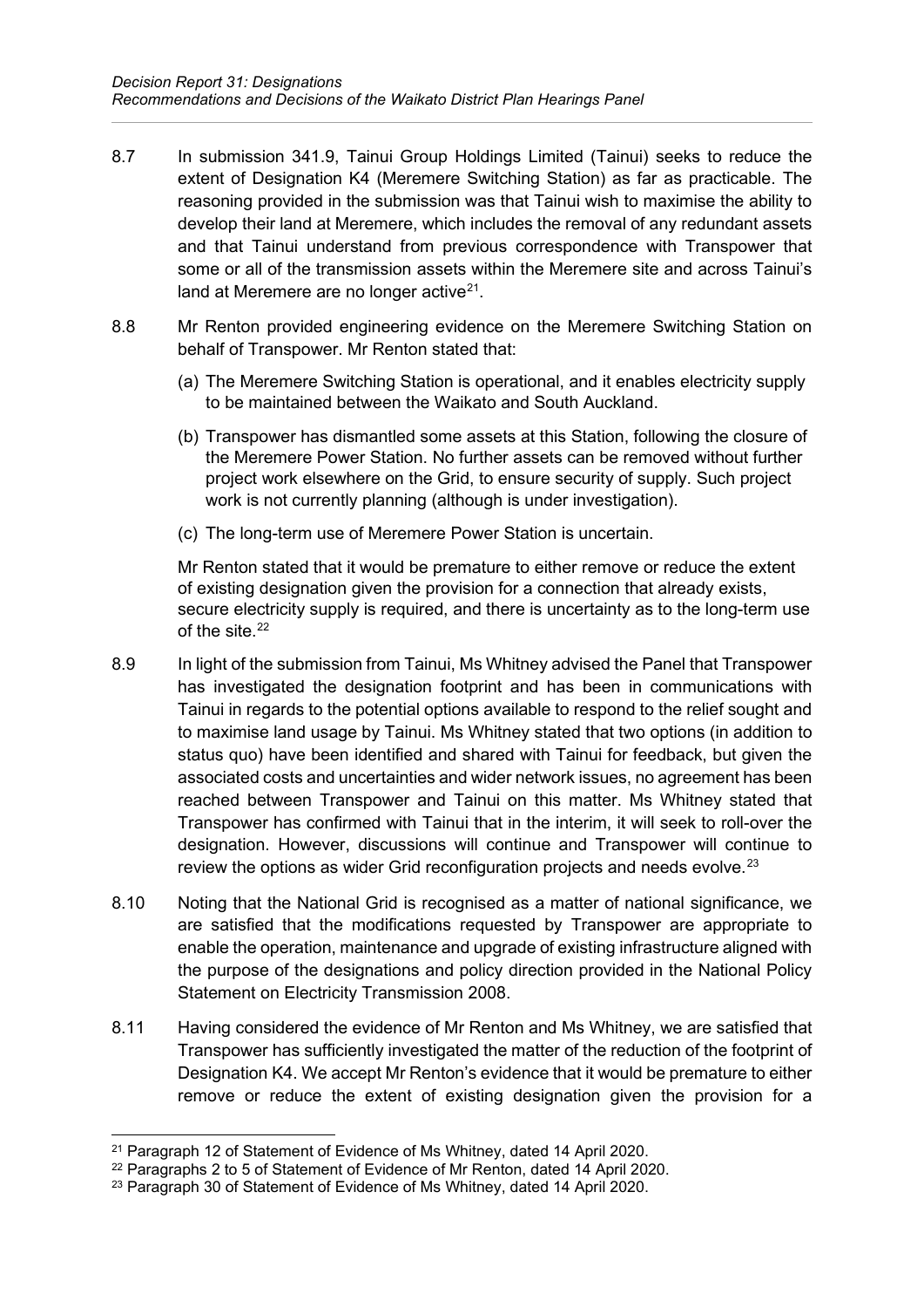8.7 In submission 341.9, Tainui Group Holdings Limited (Tainui) seeks to reduce the extent of Designation K4 (Meremere Switching Station) as far as practicable. The reasoning provided in the submission was that Tainui wish to maximise the ability to develop their land at Meremere, which includes the removal of any redundant assets and that Tainui understand from previous correspondence with Transpower that some or all of the transmission assets within the Meremere site and across Tainui's land at Meremere are no longer active[21].

8.8 Mr Renton provided engineering evidence on the Meremere Switching Station on behalf of Transpower. Mr Renton stated that:

(a) The Meremere Switching Station is operational, and it enables electricity supply to be maintained between the Waikato and South Auckland.

(b) Transpower has dismantled some assets at this Station, following the closure of the Meremere Power Station. No further assets can be removed without further project work elsewhere on the Grid, to ensure security of supply. Such project work is not currently planning (although is under investigation).

(c) The long-term use of Meremere Power Station is uncertain.

Mr Renton stated that it would be premature to either remove or reduce the extent of existing designation given the provision for a connection that already exists, secure electricity supply is required, and there is uncertainty as to the long-term use of the site.[22]

8.9 In light of the submission from Tainui, Ms Whitney advised the Panel that Transpower has investigated the designation footprint and has been in communications with Tainui in regards to the potential options available to respond to the relief sought and to maximise land usage by Tainui. Ms Whitney stated that two options (in addition to status quo) have been identified and shared with Tainui for feedback, but given the associated costs and uncertainties and wider network issues, no agreement has been reached between Transpower and Tainui on this matter. Ms Whitney stated that Transpower has confirmed with Tainui that in the interim, it will seek to roll-over the designation. However, discussions will continue and Transpower will continue to review the options as wider Grid reconfiguration projects and needs evolve.[23]

8.10 Noting that the National Grid is recognised as a matter of national significance, we are satisfied that the modifications requested by Transpower are appropriate to enable the operation, maintenance and upgrade of existing infrastructure aligned with the purpose of the designations and policy direction provided in the National Policy Statement on Electricity Transmission 2008.

8.11 Having considered the evidence of Mr Renton and Ms Whitney, we are satisfied that Transpower has sufficiently investigated the matter of the reduction of the footprint of Designation K4. We accept Mr Renton's evidence that it would be premature to either remove or reduce the extent of existing designation given the provision for a

---

[21] Paragraph 12 of Statement of Evidence of Ms Whitney, dated 14 April 2020.

[22] Paragraphs 2 to 5 of Statement of Evidence of Mr Renton, dated 14 April 2020.

[23] Paragraph 30 of Statement of Evidence of Ms Whitney, dated 14 April 2020.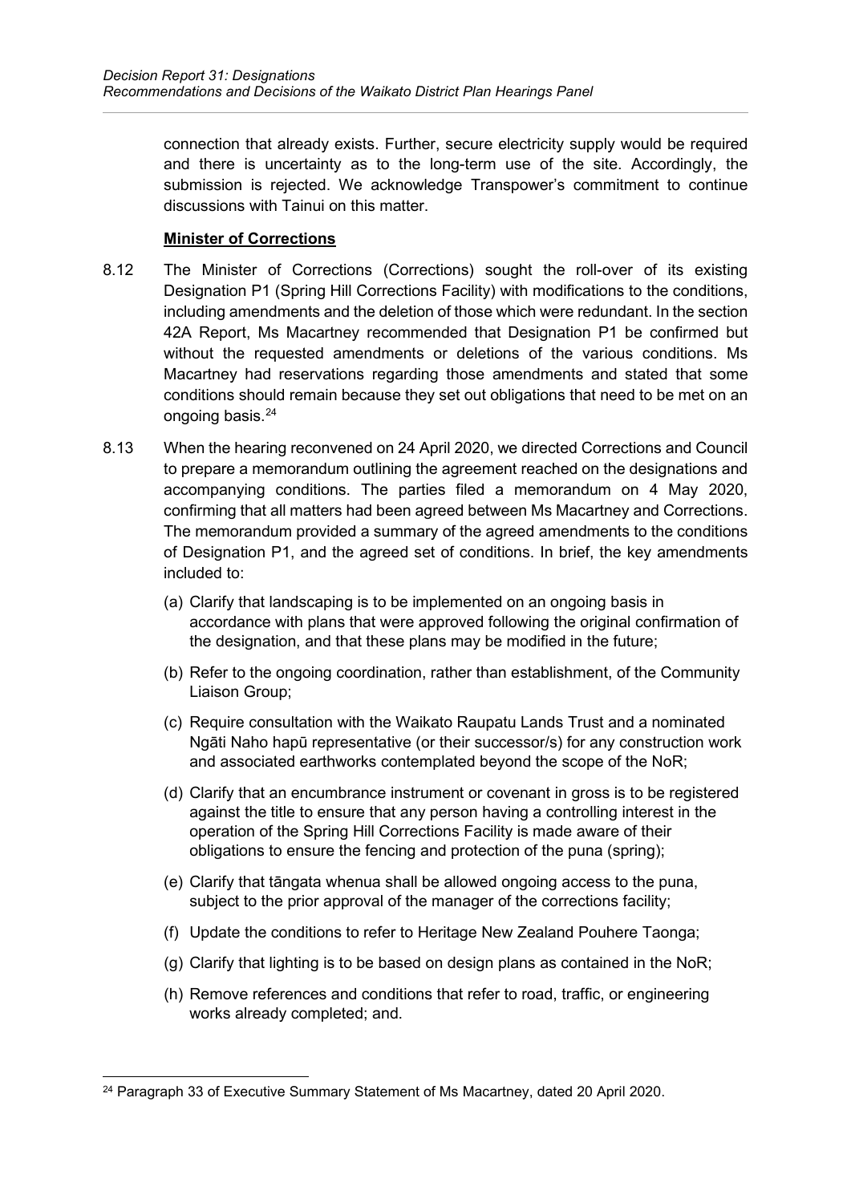connection that already exists. Further, secure electricity supply would be required and there is uncertainty as to the long-term use of the site. Accordingly, the submission is rejected. We acknowledge Transpower's commitment to continue discussions with Tainui on this matter.

**Minister of Corrections**

8.12 The Minister of Corrections (Corrections) sought the roll-over of its existing Designation P1 (Spring Hill Corrections Facility) with modifications to the conditions, including amendments and the deletion of those which were redundant. In the section 42A Report, Ms Macartney recommended that Designation P1 be confirmed but without the requested amendments or deletions of the various conditions. Ms Macartney had reservations regarding those amendments and stated that some conditions should remain because they set out obligations that need to be met on an ongoing basis.[24]

8.13 When the hearing reconvened on 24 April 2020, we directed Corrections and Council to prepare a memorandum outlining the agreement reached on the designations and accompanying conditions. The parties filed a memorandum on 4 May 2020, confirming that all matters had been agreed between Ms Macartney and Corrections. The memorandum provided a summary of the agreed amendments to the conditions of Designation P1, and the agreed set of conditions. In brief, the key amendments included to:

(a) Clarify that landscaping is to be implemented on an ongoing basis in accordance with plans that were approved following the original confirmation of the designation, and that these plans may be modified in the future;

(b) Refer to the ongoing coordination, rather than establishment, of the Community Liaison Group;

(c) Require consultation with the Waikato Raupatu Lands Trust and a nominated Ngāti Naho hapū representative (or their successor/s) for any construction work and associated earthworks contemplated beyond the scope of the NoR;

(d) Clarify that an encumbrance instrument or covenant in gross is to be registered against the title to ensure that any person having a controlling interest in the operation of the Spring Hill Corrections Facility is made aware of their obligations to ensure the fencing and protection of the puna (spring);

(e) Clarify that tāngata whenua shall be allowed ongoing access to the puna, subject to the prior approval of the manager of the corrections facility;

(f) Update the conditions to refer to Heritage New Zealand Pouhere Taonga;

(g) Clarify that lighting is to be based on design plans as contained in the NoR;

(h) Remove references and conditions that refer to road, traffic, or engineering works already completed; and.

[24] Paragraph 33 of Executive Summary Statement of Ms Macartney, dated 20 April 2020.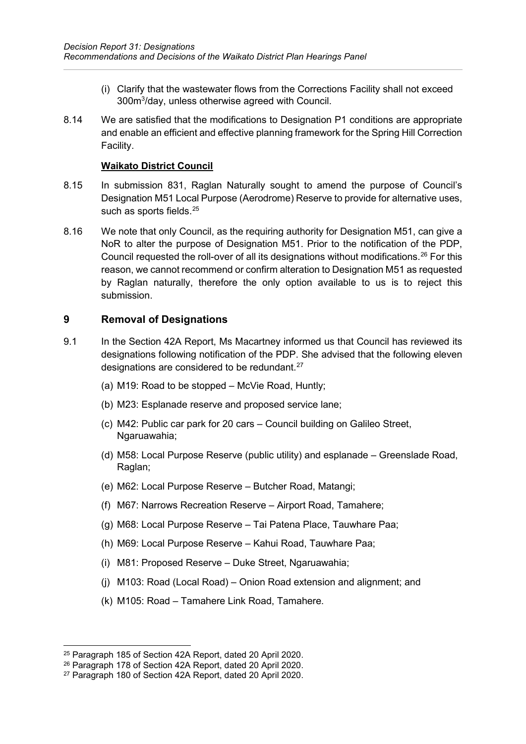(i) Clarify that the wastewater flows from the Corrections Facility shall not exceed 300m$^3$/day, unless otherwise agreed with Council.

8.14 We are satisfied that the modifications to Designation P1 conditions are appropriate and enable an efficient and effective planning framework for the Spring Hill Correction Facility.

**Waikato District Council**

8.15 In submission 831, Raglan Naturally sought to amend the purpose of Council's Designation M51 Local Purpose (Aerodrome) Reserve to provide for alternative uses, such as sports fields.[25]

8.16 We note that only Council, as the requiring authority for Designation M51, can give a NoR to alter the purpose of Designation M51. Prior to the notification of the PDP, Council requested the roll-over of all its designations without modifications.[26] For this reason, we cannot recommend or confirm alteration to Designation M51 as requested by Raglan naturally, therefore the only option available to us is to reject this submission.

## 9 Removal of Designations

9.1 In the Section 42A Report, Ms Macartney informed us that Council has reviewed its designations following notification of the PDP. She advised that the following eleven designations are considered to be redundant.[27]

(a) M19: Road to be stopped – McVie Road, Huntly;

(b) M23: Esplanade reserve and proposed service lane;

(c) M42: Public car park for 20 cars – Council building on Galileo Street, Ngaruawahia;

(d) M58: Local Purpose Reserve (public utility) and esplanade – Greenslade Road, Raglan;

(e) M62: Local Purpose Reserve – Butcher Road, Matangi;

(f) M67: Narrows Recreation Reserve – Airport Road, Tamahere;

(g) M68: Local Purpose Reserve – Tai Patena Place, Tauwhare Paa;

(h) M69: Local Purpose Reserve – Kahui Road, Tauwhare Paa;

(i) M81: Proposed Reserve – Duke Street, Ngaruawahia;

(j) M103: Road (Local Road) – Onion Road extension and alignment; and

(k) M105: Road – Tamahere Link Road, Tamahere.

---

[25] Paragraph 185 of Section 42A Report, dated 20 April 2020.

[26] Paragraph 178 of Section 42A Report, dated 20 April 2020.

[27] Paragraph 180 of Section 42A Report, dated 20 April 2020.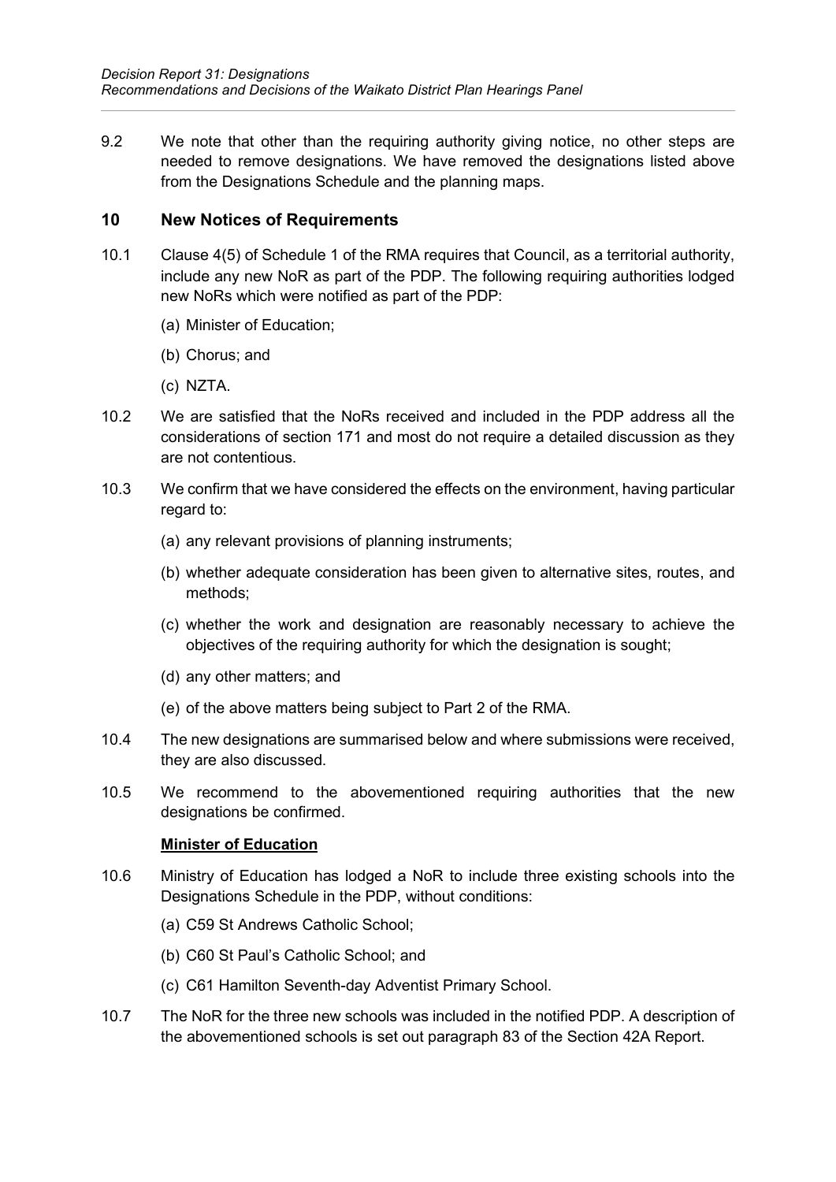9.2 We note that other than the requiring authority giving notice, no other steps are needed to remove designations. We have removed the designations listed above from the Designations Schedule and the planning maps.

## 10 New Notices of Requirements

10.1 Clause 4(5) of Schedule 1 of the RMA requires that Council, as a territorial authority, include any new NoR as part of the PDP. The following requiring authorities lodged new NoRs which were notified as part of the PDP:

(a) Minister of Education;

(b) Chorus; and

(c) NZTA.

10.2 We are satisfied that the NoRs received and included in the PDP address all the considerations of section 171 and most do not require a detailed discussion as they are not contentious.

10.3 We confirm that we have considered the effects on the environment, having particular regard to:

(a) any relevant provisions of planning instruments;

(b) whether adequate consideration has been given to alternative sites, routes, and methods;

(c) whether the work and designation are reasonably necessary to achieve the objectives of the requiring authority for which the designation is sought;

(d) any other matters; and

(e) of the above matters being subject to Part 2 of the RMA.

10.4 The new designations are summarised below and where submissions were received, they are also discussed.

10.5 We recommend to the abovementioned requiring authorities that the new designations be confirmed.

**<u>Minister of Education</u>**

10.6 Ministry of Education has lodged a NoR to include three existing schools into the Designations Schedule in the PDP, without conditions:

(a) C59 St Andrews Catholic School;

(b) C60 St Paul's Catholic School; and

(c) C61 Hamilton Seventh-day Adventist Primary School.

10.7 The NoR for the three new schools was included in the notified PDP. A description of the abovementioned schools is set out paragraph 83 of the Section 42A Report.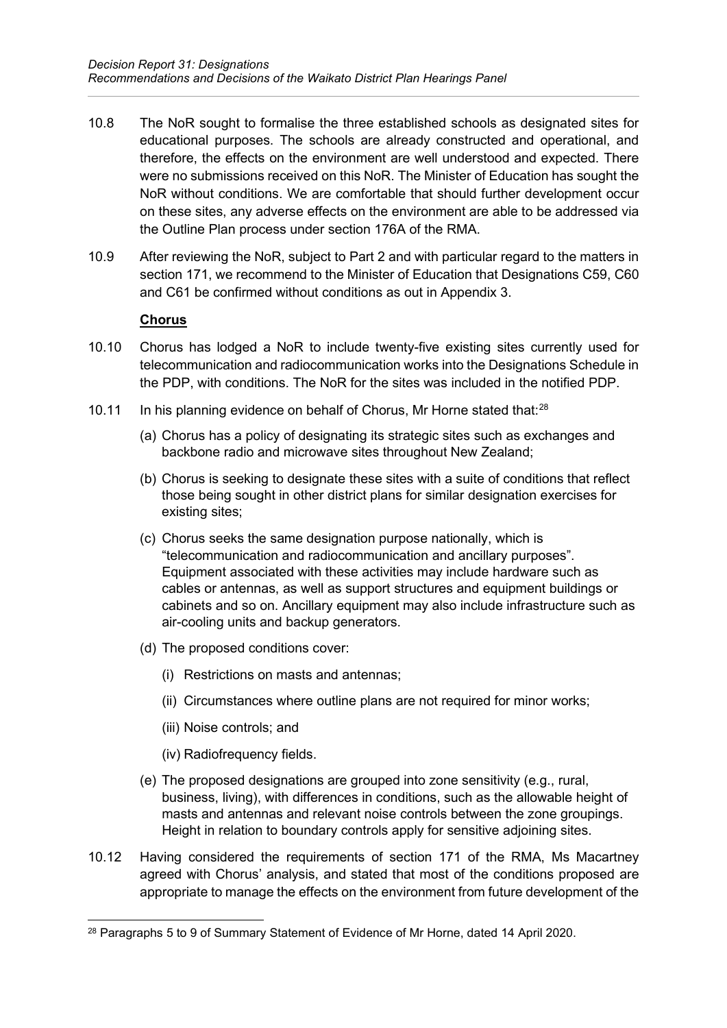10.8 The NoR sought to formalise the three established schools as designated sites for educational purposes. The schools are already constructed and operational, and therefore, the effects on the environment are well understood and expected. There were no submissions received on this NoR. The Minister of Education has sought the NoR without conditions. We are comfortable that should further development occur on these sites, any adverse effects on the environment are able to be addressed via the Outline Plan process under section 176A of the RMA.

10.9 After reviewing the NoR, subject to Part 2 and with particular regard to the matters in section 171, we recommend to the Minister of Education that Designations C59, C60 and C61 be confirmed without conditions as out in Appendix 3.

**Chorus**

10.10 Chorus has lodged a NoR to include twenty-five existing sites currently used for telecommunication and radiocommunication works into the Designations Schedule in the PDP, with conditions. The NoR for the sites was included in the notified PDP.

10.11 In his planning evidence on behalf of Chorus, Mr Horne stated that:[28]

(a) Chorus has a policy of designating its strategic sites such as exchanges and backbone radio and microwave sites throughout New Zealand;

(b) Chorus is seeking to designate these sites with a suite of conditions that reflect those being sought in other district plans for similar designation exercises for existing sites;

(c) Chorus seeks the same designation purpose nationally, which is "telecommunication and radiocommunication and ancillary purposes". Equipment associated with these activities may include hardware such as cables or antennas, as well as support structures and equipment buildings or cabinets and so on. Ancillary equipment may also include infrastructure such as air-cooling units and backup generators.

(d) The proposed conditions cover:

(i) Restrictions on masts and antennas;

(ii) Circumstances where outline plans are not required for minor works;

(iii) Noise controls; and

(iv) Radiofrequency fields.

(e) The proposed designations are grouped into zone sensitivity (e.g., rural, business, living), with differences in conditions, such as the allowable height of masts and antennas and relevant noise controls between the zone groupings. Height in relation to boundary controls apply for sensitive adjoining sites.

10.12 Having considered the requirements of section 171 of the RMA, Ms Macartney agreed with Chorus' analysis, and stated that most of the conditions proposed are appropriate to manage the effects on the environment from future development of the

[28] Paragraphs 5 to 9 of Summary Statement of Evidence of Mr Horne, dated 14 April 2020.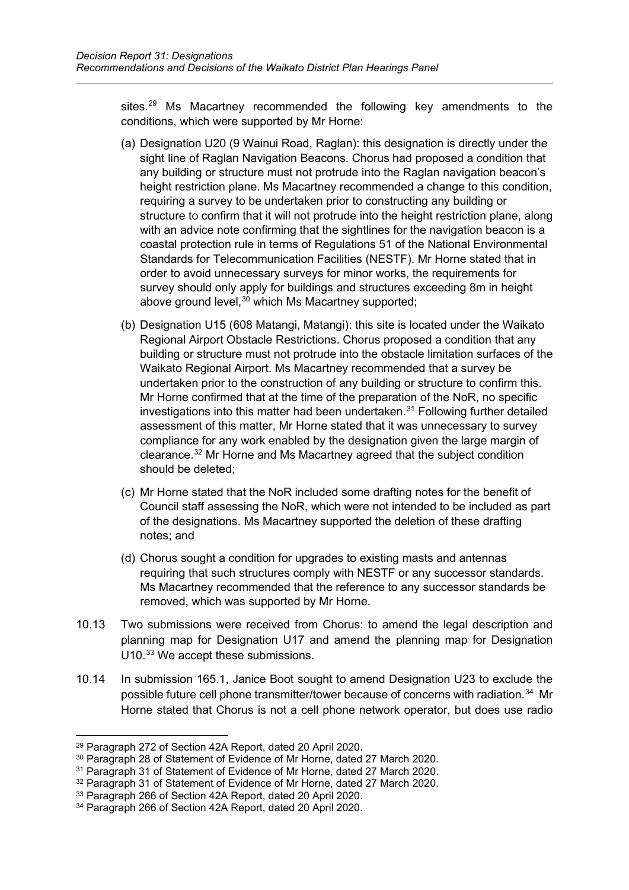sites.[29] Ms Macartney recommended the following key amendments to the conditions, which were supported by Mr Horne:

(a) Designation U20 (9 Wainui Road, Raglan): this designation is directly under the sight line of Raglan Navigation Beacons. Chorus had proposed a condition that any building or structure must not protrude into the Raglan navigation beacon's height restriction plane. Ms Macartney recommended a change to this condition, requiring a survey to be undertaken prior to constructing any building or structure to confirm that it will not protrude into the height restriction plane, along with an advice note confirming that the sightlines for the navigation beacon is a coastal protection rule in terms of Regulations 51 of the National Environmental Standards for Telecommunication Facilities (NESTF). Mr Horne stated that in order to avoid unnecessary surveys for minor works, the requirements for survey should only apply for buildings and structures exceeding 8m in height above ground level,[30] which Ms Macartney supported;

(b) Designation U15 (608 Matangi, Matangi): this site is located under the Waikato Regional Airport Obstacle Restrictions. Chorus proposed a condition that any building or structure must not protrude into the obstacle limitation surfaces of the Waikato Regional Airport. Ms Macartney recommended that a survey be undertaken prior to the construction of any building or structure to confirm this. Mr Horne confirmed that at the time of the preparation of the NoR, no specific investigations into this matter had been undertaken.[31] Following further detailed assessment of this matter, Mr Horne stated that it was unnecessary to survey compliance for any work enabled by the designation given the large margin of clearance.[32] Mr Horne and Ms Macartney agreed that the subject condition should be deleted;

(c) Mr Horne stated that the NoR included some drafting notes for the benefit of Council staff assessing the NoR, which were not intended to be included as part of the designations. Ms Macartney supported the deletion of these drafting notes; and

(d) Chorus sought a condition for upgrades to existing masts and antennas requiring that such structures comply with NESTF or any successor standards. Ms Macartney recommended that the reference to any successor standards be removed, which was supported by Mr Horne.

10.13 Two submissions were received from Chorus: to amend the legal description and planning map for Designation U17 and amend the planning map for Designation U10.[33] We accept these submissions.

10.14 In submission 165.1, Janice Boot sought to amend Designation U23 to exclude the possible future cell phone transmitter/tower because of concerns with radiation.[34] Mr Horne stated that Chorus is not a cell phone network operator, but does use radio

---

[29] Paragraph 272 of Section 42A Report, dated 20 April 2020.

[30] Paragraph 28 of Statement of Evidence of Mr Horne, dated 27 March 2020.

[31] Paragraph 31 of Statement of Evidence of Mr Horne, dated 27 March 2020.

[32] Paragraph 31 of Statement of Evidence of Mr Horne, dated 27 March 2020.

[33] Paragraph 266 of Section 42A Report, dated 20 April 2020.

[34] Paragraph 266 of Section 42A Report, dated 20 April 2020.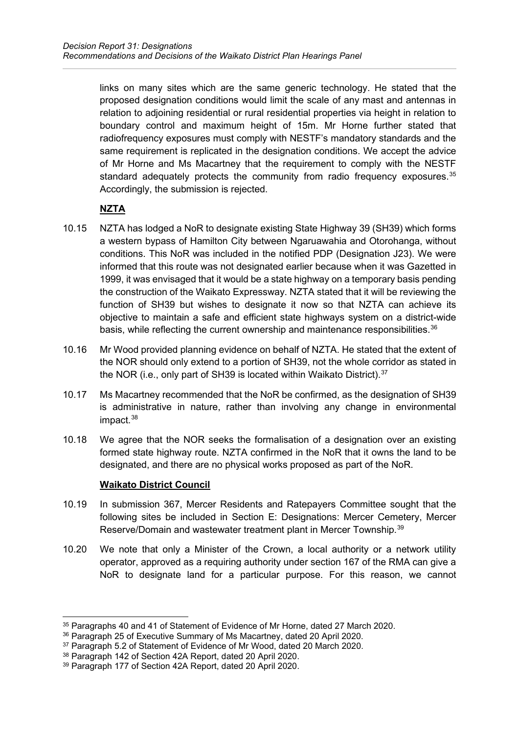links on many sites which are the same generic technology. He stated that the proposed designation conditions would limit the scale of any mast and antennas in relation to adjoining residential or rural residential properties via height in relation to boundary control and maximum height of 15m. Mr Horne further stated that radiofrequency exposures must comply with NESTF's mandatory standards and the same requirement is replicated in the designation conditions. We accept the advice of Mr Horne and Ms Macartney that the requirement to comply with the NESTF standard adequately protects the community from radio frequency exposures.[35] Accordingly, the submission is rejected.

**NZTA**

10.15 NZTA has lodged a NoR to designate existing State Highway 39 (SH39) which forms a western bypass of Hamilton City between Ngaruawahia and Otorohanga, without conditions. This NoR was included in the notified PDP (Designation J23). We were informed that this route was not designated earlier because when it was Gazetted in 1999, it was envisaged that it would be a state highway on a temporary basis pending the construction of the Waikato Expressway. NZTA stated that it will be reviewing the function of SH39 but wishes to designate it now so that NZTA can achieve its objective to maintain a safe and efficient state highways system on a district-wide basis, while reflecting the current ownership and maintenance responsibilities.[36]

10.16 Mr Wood provided planning evidence on behalf of NZTA. He stated that the extent of the NOR should only extend to a portion of SH39, not the whole corridor as stated in the NOR (i.e., only part of SH39 is located within Waikato District).[37]

10.17 Ms Macartney recommended that the NoR be confirmed, as the designation of SH39 is administrative in nature, rather than involving any change in environmental impact.[38]

10.18 We agree that the NOR seeks the formalisation of a designation over an existing formed state highway route. NZTA confirmed in the NoR that it owns the land to be designated, and there are no physical works proposed as part of the NoR.

**Waikato District Council**

10.19 In submission 367, Mercer Residents and Ratepayers Committee sought that the following sites be included in Section E: Designations: Mercer Cemetery, Mercer Reserve/Domain and wastewater treatment plant in Mercer Township.[39]

10.20 We note that only a Minister of the Crown, a local authority or a network utility operator, approved as a requiring authority under section 167 of the RMA can give a NoR to designate land for a particular purpose. For this reason, we cannot

---

[35] Paragraphs 40 and 41 of Statement of Evidence of Mr Horne, dated 27 March 2020.

[36] Paragraph 25 of Executive Summary of Ms Macartney, dated 20 April 2020.

[37] Paragraph 5.2 of Statement of Evidence of Mr Wood, dated 20 March 2020.

[38] Paragraph 142 of Section 42A Report, dated 20 April 2020.

[39] Paragraph 177 of Section 42A Report, dated 20 April 2020.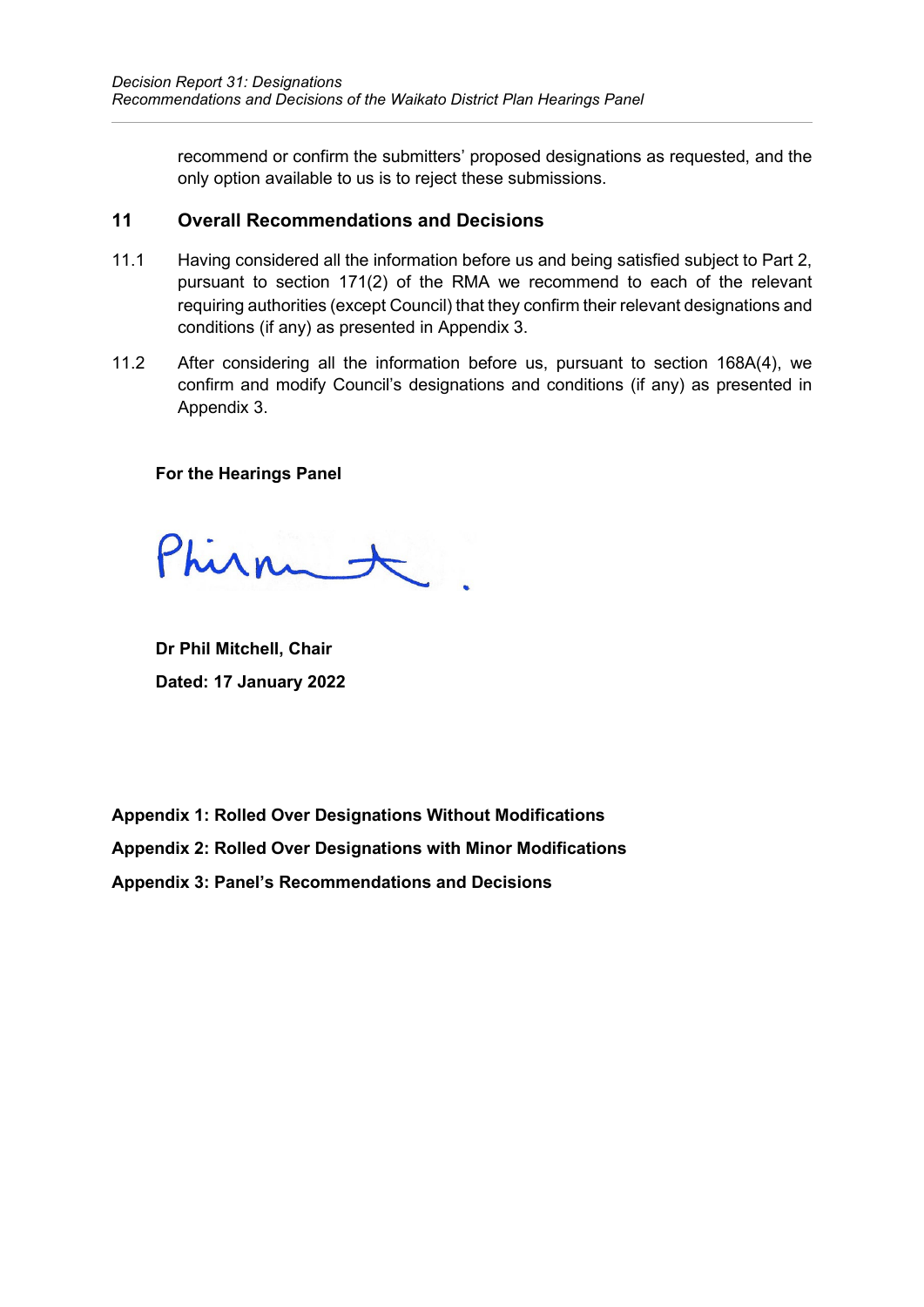recommend or confirm the submitters' proposed designations as requested, and the only option available to us is to reject these submissions.

## 11 Overall Recommendations and Decisions

11.1 Having considered all the information before us and being satisfied subject to Part 2, pursuant to section 171(2) of the RMA we recommend to each of the relevant requiring authorities (except Council) that they confirm their relevant designations and conditions (if any) as presented in Appendix 3.

11.2 After considering all the information before us, pursuant to section 168A(4), we confirm and modify Council's designations and conditions (if any) as presented in Appendix 3.

**For the Hearings Panel**

**Dr Phil Mitchell, Chair**

**Dated: 17 January 2022**

**Appendix 1: Rolled Over Designations Without Modifications**

**Appendix 2: Rolled Over Designations with Minor Modifications**

**Appendix 3: Panel's Recommendations and Decisions**